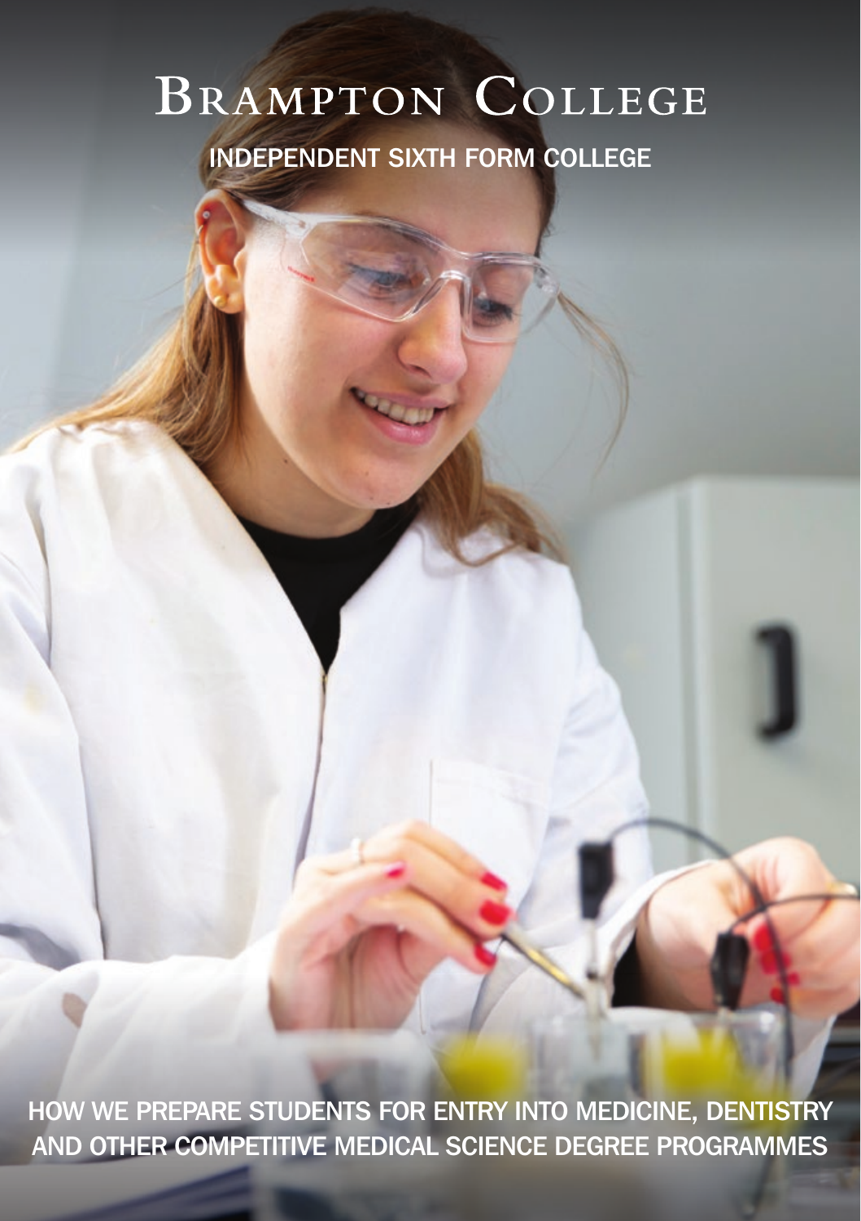# Brampton College

## INDEPENDENT SIXTH FORM COLLEGE

HOW WE PREPARE STUDENTS FOR ENTRY INTO MEDICINE, DENTISTRY AND OTHER COMPETITIVE MEDICAL SCIENCE DEGREE PROGRAMMES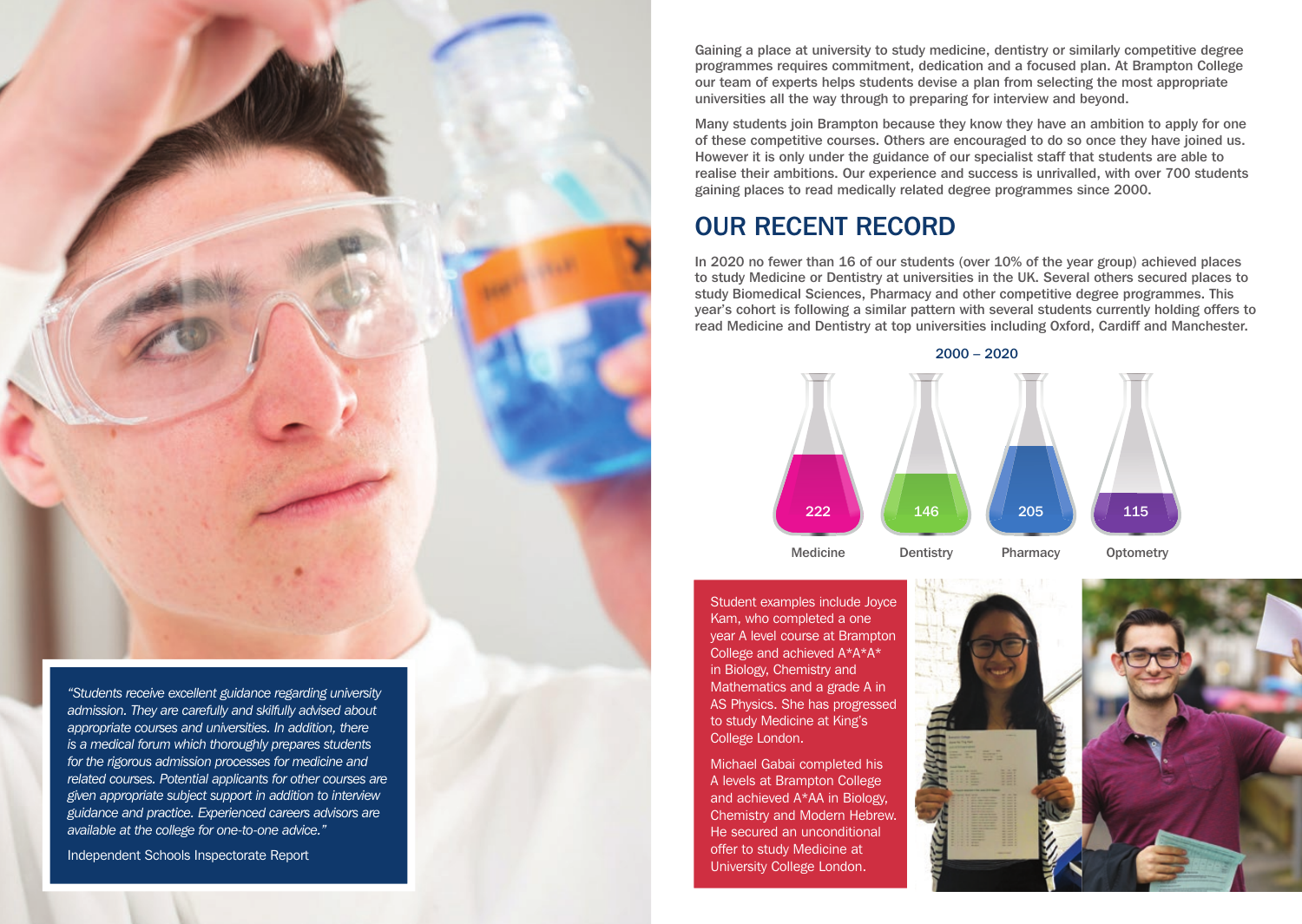Gaining a place at university to study medicine, dentistry or similarly competitive degree programmes requires commitment, dedication and a focused plan. At Brampton College our team of experts helps students devise a plan from selecting the most appropriate universities all the way through to preparing for interview and beyond.

Many students join Brampton because they know they have an ambition to apply for one of these competitive courses. Others are encouraged to do so once they have joined us. However it is only under the guidance of our specialist staff that students are able to realise their ambitions. Our experience and success is unrivalled, with over 700 students gaining places to read medically related degree programmes since 2000.

## OUR RECENT RECORD

In 2020 no fewer than 16 of our students (over 10% of the year group) achieved places to study Medicine or Dentistry at universities in the UK. Several others secured places to study Biomedical Sciences, Pharmacy and other competitive degree programmes. This year's cohort is following a similar pattern with several students currently holding offers to read Medicine and Dentistry at top universities including Oxford, Cardiff and Manchester.

2000 – 2020

| Medicine | Dentistry | Pharmacy | Optometry |
|---|---|---|---|
| 222 | 146 | 205 | 115 |

Student examples include Joyce Kam, who completed a one year A level course at Brampton College and achieved A*A*A* in Biology, Chemistry and Mathematics and a grade A in AS Physics. She has progressed to study Medicine at King's College London.

Michael Gabai completed his A levels at Brampton College and achieved A*AA in Biology, Chemistry and Modern Hebrew. He secured an unconditional offer to study Medicine at University College London.

*"Students receive excellent guidance regarding university admission. They are carefully and skilfully advised about appropriate courses and universities. In addition, there is a medical forum which thoroughly prepares students for the rigorous admission processes for medicine and related courses. Potential applicants for other courses are given appropriate subject support in addition to interview guidance and practice. Experienced careers advisors are available at the college for one-to-one advice."*

Independent Schools Inspectorate Report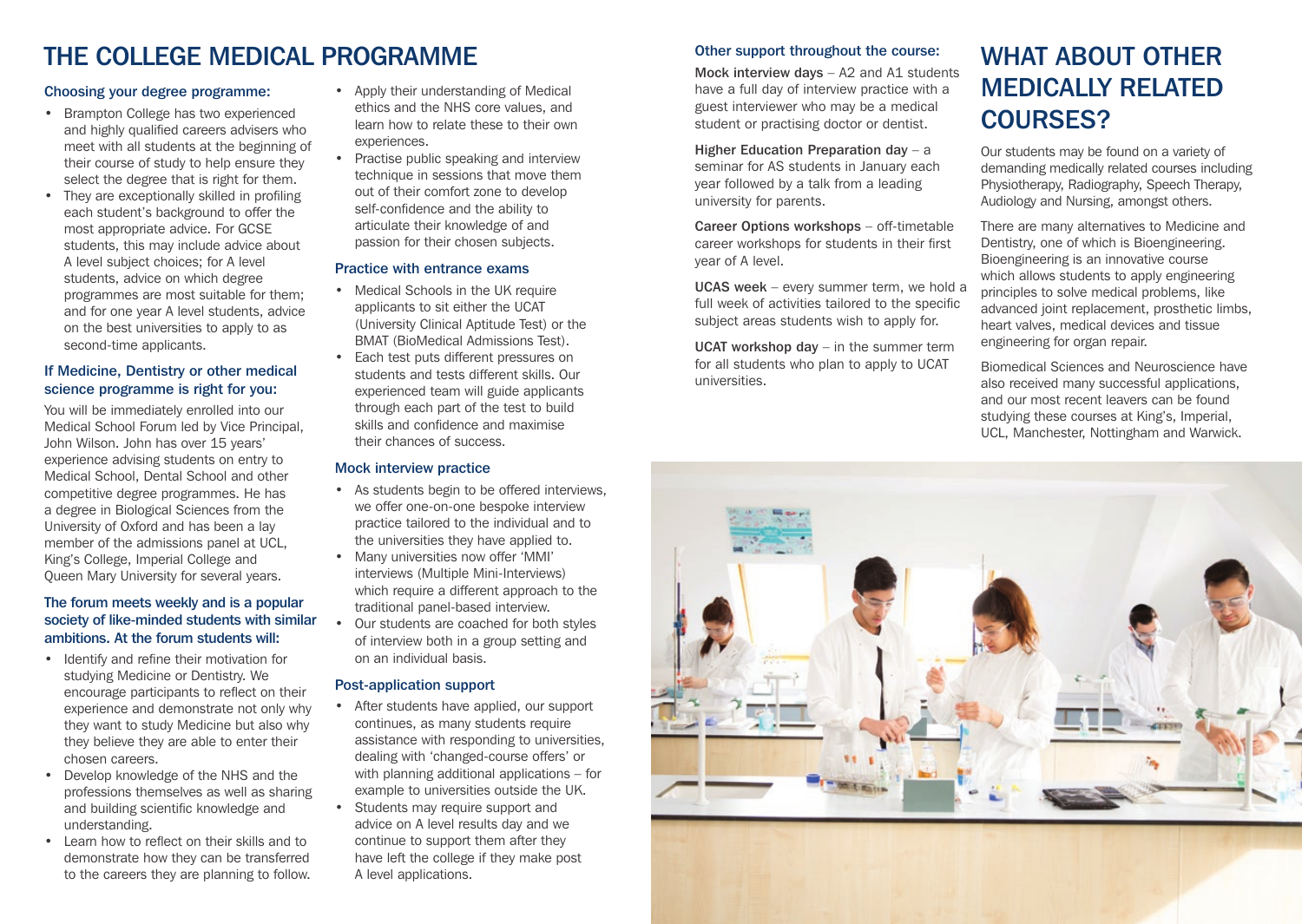# THE COLLEGE MEDICAL PROGRAMME

### Choosing your degree programme:

- Brampton College has two experienced and highly qualified careers advisers who meet with all students at the beginning of their course of study to help ensure they select the degree that is right for them.
- They are exceptionally skilled in profiling each student's background to offer the most appropriate advice. For GCSE students, this may include advice about A level subject choices; for A level students, advice on which degree programmes are most suitable for them; and for one year A level students, advice on the best universities to apply to as second-time applicants.

### If Medicine, Dentistry or other medical science programme is right for you:

You will be immediately enrolled into our Medical School Forum led by Vice Principal, John Wilson. John has over 15 years' experience advising students on entry to Medical School, Dental School and other competitive degree programmes. He has a degree in Biological Sciences from the University of Oxford and has been a lay member of the admissions panel at UCL, King's College, Imperial College and Queen Mary University for several years.

### The forum meets weekly and is a popular society of like-minded students with similar ambitions. At the forum students will:

- Identify and refine their motivation for studying Medicine or Dentistry. We encourage participants to reflect on their experience and demonstrate not only why they want to study Medicine but also why they believe they are able to enter their chosen careers.
- Develop knowledge of the NHS and the professions themselves as well as sharing and building scientific knowledge and understanding.
- Learn how to reflect on their skills and to demonstrate how they can be transferred to the careers they are planning to follow.
- Apply their understanding of Medical ethics and the NHS core values, and learn how to relate these to their own experiences.
- Practise public speaking and interview technique in sessions that move them out of their comfort zone to develop self-confidence and the ability to articulate their knowledge of and passion for their chosen subjects.

### Practice with entrance exams

- Medical Schools in the UK require applicants to sit either the UCAT (University Clinical Aptitude Test) or the BMAT (BioMedical Admissions Test).
- Each test puts different pressures on students and tests different skills. Our experienced team will guide applicants through each part of the test to build skills and confidence and maximise their chances of success.

### Mock interview practice

- As students begin to be offered interviews, we offer one-on-one bespoke interview practice tailored to the individual and to the universities they have applied to.
- Many universities now offer 'MMI' interviews (Multiple Mini-Interviews) which require a different approach to the traditional panel-based interview.
- Our students are coached for both styles of interview both in a group setting and on an individual basis.

### Post-application support

- After students have applied, our support continues, as many students require assistance with responding to universities, dealing with 'changed-course offers' or with planning additional applications – for example to universities outside the UK.
- Students may require support and advice on A level results day and we continue to support them after they have left the college if they make post A level applications.

### Other support throughout the course:

**Mock interview days** – A2 and A1 students have a full day of interview practice with a guest interviewer who may be a medical student or practising doctor or dentist.

**Higher Education Preparation day** – a seminar for AS students in January each year followed by a talk from a leading university for parents.

**Career Options workshops** – off-timetable career workshops for students in their first year of A level.

**UCAS week** – every summer term, we hold a full week of activities tailored to the specific subject areas students wish to apply for.

**UCAT workshop day** – in the summer term for all students who plan to apply to UCAT universities.

# WHAT ABOUT OTHER MEDICALLY RELATED COURSES?

Our students may be found on a variety of demanding medically related courses including Physiotherapy, Radiography, Speech Therapy, Audiology and Nursing, amongst others.

There are many alternatives to Medicine and Dentistry, one of which is Bioengineering. Bioengineering is an innovative course which allows students to apply engineering principles to solve medical problems, like advanced joint replacement, prosthetic limbs, heart valves, medical devices and tissue engineering for organ repair.

Biomedical Sciences and Neuroscience have also received many successful applications, and our most recent leavers can be found studying these courses at King's, Imperial, UCL, Manchester, Nottingham and Warwick.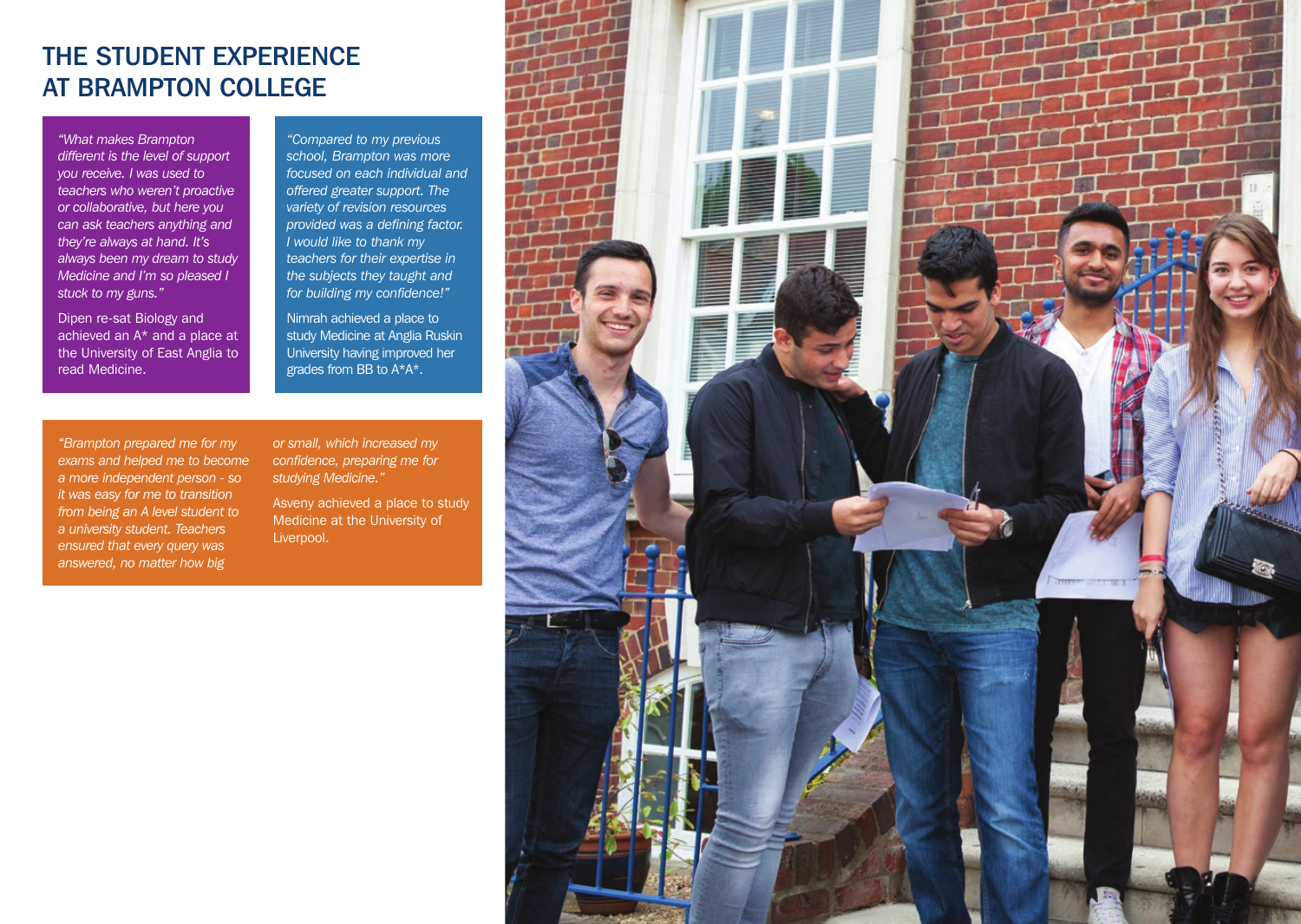# THE STUDENT EXPERIENCE AT BRAMPTON COLLEGE

*"What makes Brampton different is the level of support you receive. I was used to teachers who weren't proactive or collaborative, but here you can ask teachers anything and they're always at hand. It's always been my dream to study Medicine and I'm so pleased I stuck to my guns."*

Dipen re-sat Biology and achieved an A* and a place at the University of East Anglia to read Medicine.

*"Compared to my previous school, Brampton was more focused on each individual and offered greater support. The variety of revision resources provided was a defining factor. I would like to thank my teachers for their expertise in the subjects they taught and for building my confidence!"*

Nimrah achieved a place to study Medicine at Anglia Ruskin University having improved her grades from BB to A*A*.

*"Brampton prepared me for my exams and helped me to become a more independent person - so it was easy for me to transition from being an A level student to a university student. Teachers ensured that every query was answered, no matter how big or small, which increased my confidence, preparing me for studying Medicine."*

Asveny achieved a place to study Medicine at the University of Liverpool.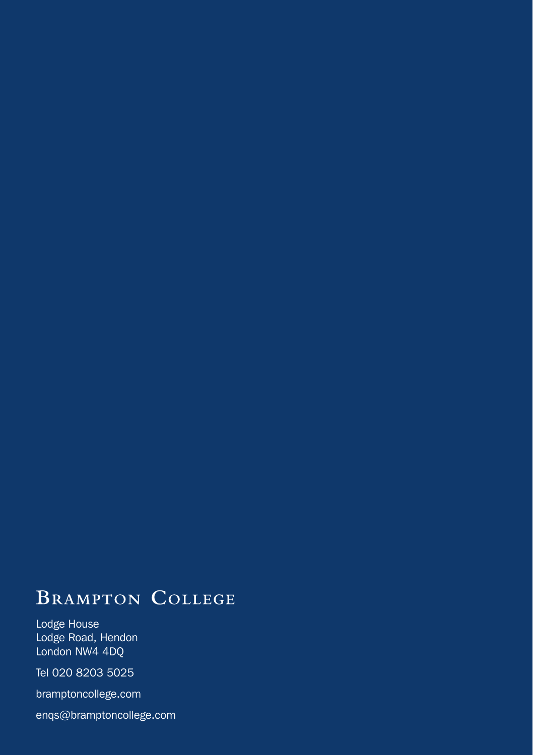# Brampton College

Lodge House
Lodge Road, Hendon
London NW4 4DQ

Tel 020 8203 5025

bramptoncollege.com

enqs@bramptoncollege.com